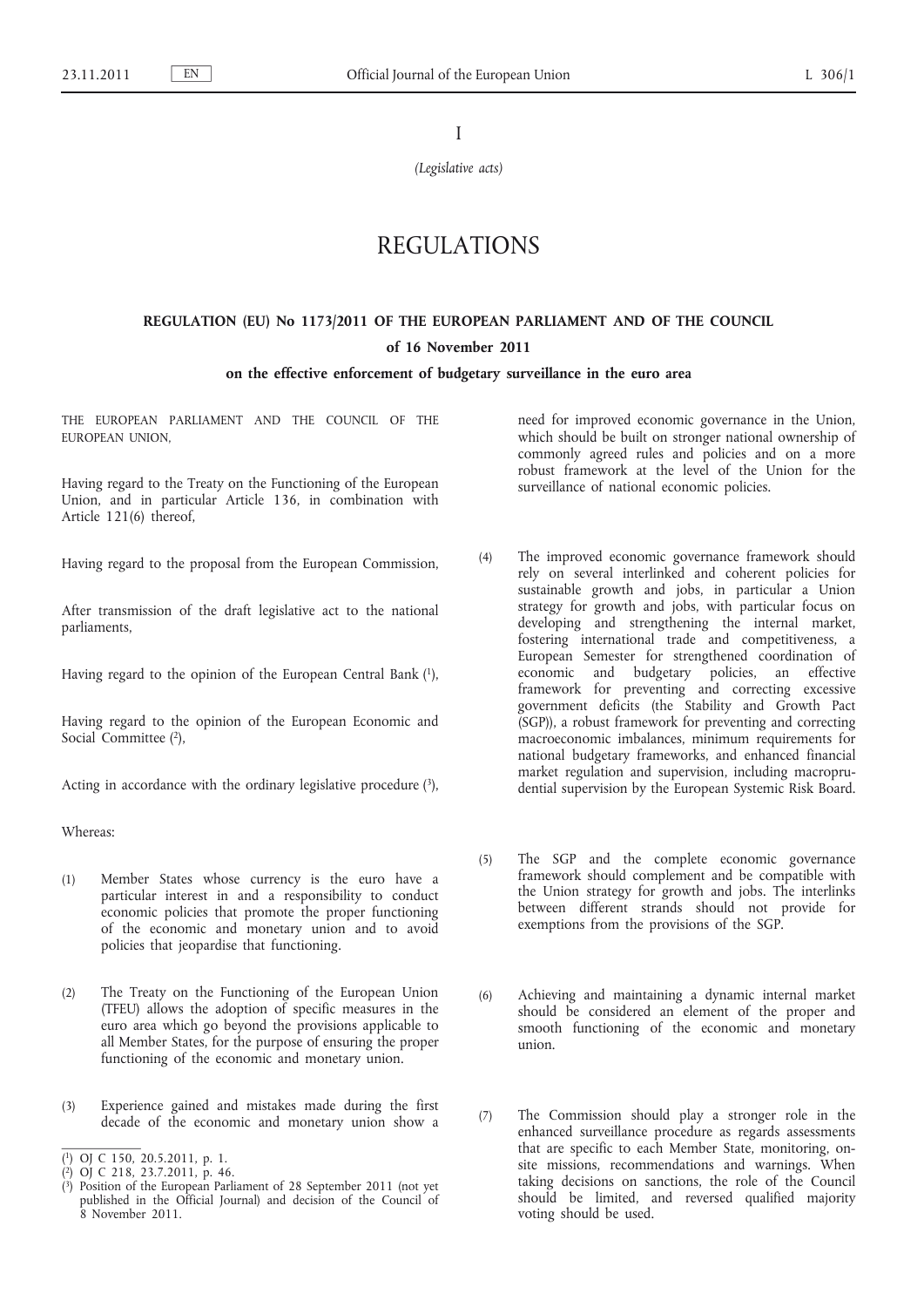I

*(Legislative acts)*

# REGULATIONS

## REGULATION (EU) No 1173/2011 OF THE EUROPEAN PARLIAMENT AND OF THE COUNCIL

### of 16 November 2011

### on the effective enforcement of budgetary surveillance in the euro area

THE EUROPEAN PARLIAMENT AND THE COUNCIL OF THE EUROPEAN UNION,

Having regard to the Treaty on the Functioning of the European Union, and in particular Article 136, in combination with Article 121(6) thereof,

Having regard to the proposal from the European Commission,

After transmission of the draft legislative act to the national parliaments,

Having regard to the opinion of the European Central Bank [1],

Having regard to the opinion of the European Economic and Social Committee [2],

Acting in accordance with the ordinary legislative procedure [3],

Whereas:

(1) Member States whose currency is the euro have a particular interest in and a responsibility to conduct economic policies that promote the proper functioning of the economic and monetary union and to avoid policies that jeopardise that functioning.

(2) The Treaty on the Functioning of the European Union (TFEU) allows the adoption of specific measures in the euro area which go beyond the provisions applicable to all Member States, for the purpose of ensuring the proper functioning of the economic and monetary union.

(3) Experience gained and mistakes made during the first decade of the economic and monetary union show a need for improved economic governance in the Union, which should be built on stronger national ownership of commonly agreed rules and policies and on a more robust framework at the level of the Union for the surveillance of national economic policies.

(4) The improved economic governance framework should rely on several interlinked and coherent policies for sustainable growth and jobs, in particular a Union strategy for growth and jobs, with particular focus on developing and strengthening the internal market, fostering international trade and competitiveness, a European Semester for strengthened coordination of economic and budgetary policies, an effective framework for preventing and correcting excessive government deficits (the Stability and Growth Pact (SGP)), a robust framework for preventing and correcting macroeconomic imbalances, minimum requirements for national budgetary frameworks, and enhanced financial market regulation and supervision, including macroprudential supervision by the European Systemic Risk Board.

(5) The SGP and the complete economic governance framework should complement and be compatible with the Union strategy for growth and jobs. The interlinks between different strands should not provide for exemptions from the provisions of the SGP.

(6) Achieving and maintaining a dynamic internal market should be considered an element of the proper and smooth functioning of the economic and monetary union.

(7) The Commission should play a stronger role in the enhanced surveillance procedure as regards assessments that are specific to each Member State, monitoring, on-site missions, recommendations and warnings. When taking decisions on sanctions, the role of the Council should be limited, and reversed qualified majority voting should be used.

---

[1] OJ C 150, 20.5.2011, p. 1.

[2] OJ C 218, 23.7.2011, p. 46.

[3] Position of the European Parliament of 28 September 2011 (not yet published in the Official Journal) and decision of the Council of 8 November 2011.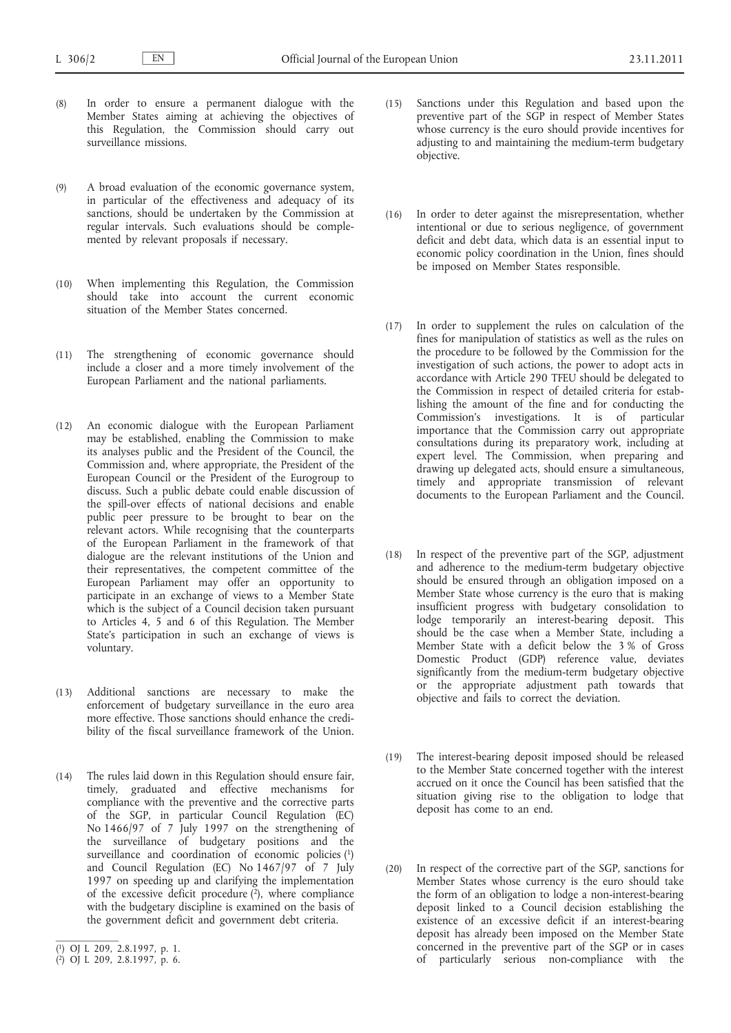(8) In order to ensure a permanent dialogue with the Member States aiming at achieving the objectives of this Regulation, the Commission should carry out surveillance missions.

(9) A broad evaluation of the economic governance system, in particular of the effectiveness and adequacy of its sanctions, should be undertaken by the Commission at regular intervals. Such evaluations should be complemented by relevant proposals if necessary.

(10) When implementing this Regulation, the Commission should take into account the current economic situation of the Member States concerned.

(11) The strengthening of economic governance should include a closer and a more timely involvement of the European Parliament and the national parliaments.

(12) An economic dialogue with the European Parliament may be established, enabling the Commission to make its analyses public and the President of the Council, the Commission and, where appropriate, the President of the European Council or the President of the Eurogroup to discuss. Such a public debate could enable discussion of the spill-over effects of national decisions and enable public peer pressure to be brought to bear on the relevant actors. While recognising that the counterparts of the European Parliament in the framework of that dialogue are the relevant institutions of the Union and their representatives, the competent committee of the European Parliament may offer an opportunity to participate in an exchange of views to a Member State which is the subject of a Council decision taken pursuant to Articles 4, 5 and 6 of this Regulation. The Member State's participation in such an exchange of views is voluntary.

(13) Additional sanctions are necessary to make the enforcement of budgetary surveillance in the euro area more effective. Those sanctions should enhance the credibility of the fiscal surveillance framework of the Union.

(14) The rules laid down in this Regulation should ensure fair, timely, graduated and effective mechanisms for compliance with the preventive and the corrective parts of the SGP, in particular Council Regulation (EC) No 1466/97 of 7 July 1997 on the strengthening of the surveillance of budgetary positions and the surveillance and coordination of economic policies [1] and Council Regulation (EC) No 1467/97 of 7 July 1997 on speeding up and clarifying the implementation of the excessive deficit procedure [2], where compliance with the budgetary discipline is examined on the basis of the government deficit and government debt criteria.

(15) Sanctions under this Regulation and based upon the preventive part of the SGP in respect of Member States whose currency is the euro should provide incentives for adjusting to and maintaining the medium-term budgetary objective.

(16) In order to deter against the misrepresentation, whether intentional or due to serious negligence, of government deficit and debt data, which data is an essential input to economic policy coordination in the Union, fines should be imposed on Member States responsible.

(17) In order to supplement the rules on calculation of the fines for manipulation of statistics as well as the rules on the procedure to be followed by the Commission for the investigation of such actions, the power to adopt acts in accordance with Article 290 TFEU should be delegated to the Commission in respect of detailed criteria for establishing the amount of the fine and for conducting the Commission's investigations. It is of particular importance that the Commission carry out appropriate consultations during its preparatory work, including at expert level. The Commission, when preparing and drawing up delegated acts, should ensure a simultaneous, timely and appropriate transmission of relevant documents to the European Parliament and the Council.

(18) In respect of the preventive part of the SGP, adjustment and adherence to the medium-term budgetary objective should be ensured through an obligation imposed on a Member State whose currency is the euro that is making insufficient progress with budgetary consolidation to lodge temporarily an interest-bearing deposit. This should be the case when a Member State, including a Member State with a deficit below the 3 % of Gross Domestic Product (GDP) reference value, deviates significantly from the medium-term budgetary objective or the appropriate adjustment path towards that objective and fails to correct the deviation.

(19) The interest-bearing deposit imposed should be released to the Member State concerned together with the interest accrued on it once the Council has been satisfied that the situation giving rise to the obligation to lodge that deposit has come to an end.

(20) In respect of the corrective part of the SGP, sanctions for Member States whose currency is the euro should take the form of an obligation to lodge a non-interest-bearing deposit linked to a Council decision establishing the existence of an excessive deficit if an interest-bearing deposit has already been imposed on the Member State concerned in the preventive part of the SGP or in cases of particularly serious non-compliance with the

---

[1] OJ L 209, 2.8.1997, p. 1.

[2] OJ L 209, 2.8.1997, p. 6.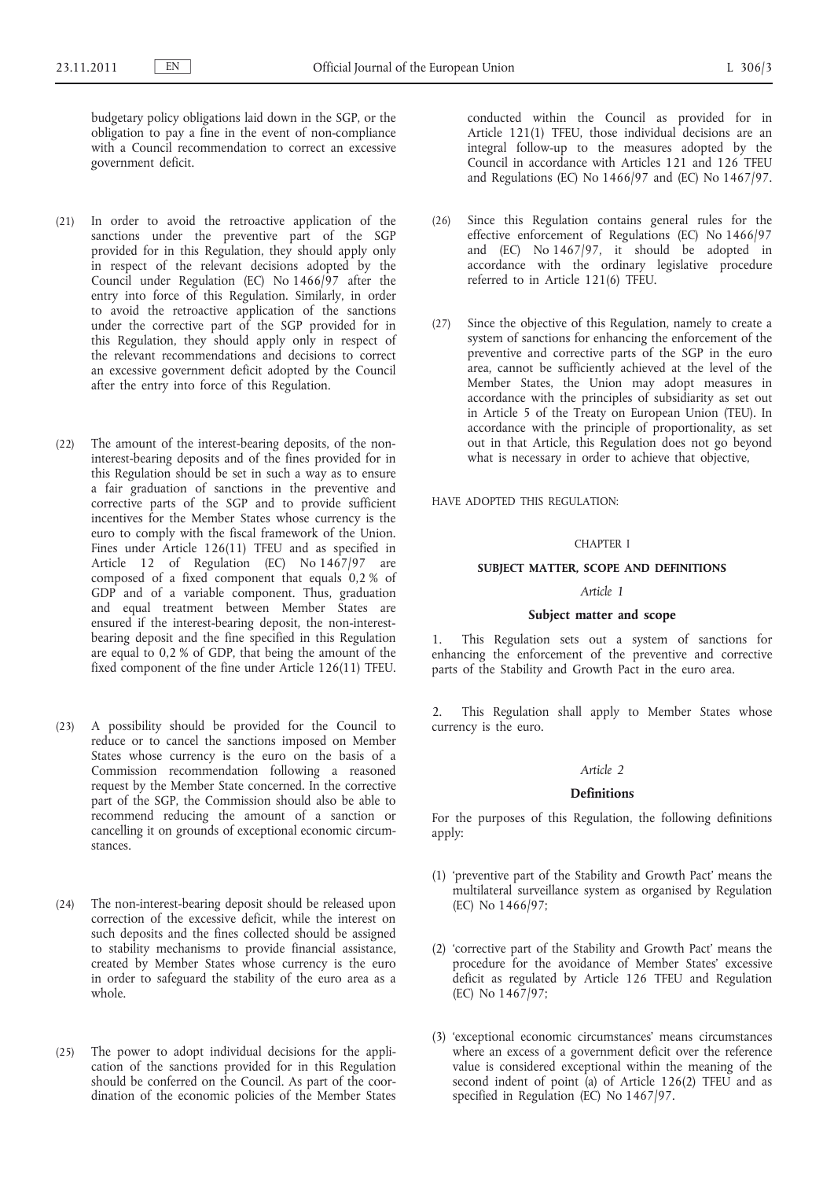budgetary policy obligations laid down in the SGP, or the obligation to pay a fine in the event of non-compliance with a Council recommendation to correct an excessive government deficit.

(21) In order to avoid the retroactive application of the sanctions under the preventive part of the SGP provided for in this Regulation, they should apply only in respect of the relevant decisions adopted by the Council under Regulation (EC) No 1466/97 after the entry into force of this Regulation. Similarly, in order to avoid the retroactive application of the sanctions under the corrective part of the SGP provided for in this Regulation, they should apply only in respect of the relevant recommendations and decisions to correct an excessive government deficit adopted by the Council after the entry into force of this Regulation.

(22) The amount of the interest-bearing deposits, of the non-interest-bearing deposits and of the fines provided for in this Regulation should be set in such a way as to ensure a fair graduation of sanctions in the preventive and corrective parts of the SGP and to provide sufficient incentives for the Member States whose currency is the euro to comply with the fiscal framework of the Union. Fines under Article 126(11) TFEU and as specified in Article 12 of Regulation (EC) No 1467/97 are composed of a fixed component that equals 0,2 % of GDP and of a variable component. Thus, graduation and equal treatment between Member States are ensured if the interest-bearing deposit, the non-interest-bearing deposit and the fine specified in this Regulation are equal to 0,2 % of GDP, that being the amount of the fixed component of the fine under Article 126(11) TFEU.

(23) A possibility should be provided for the Council to reduce or to cancel the sanctions imposed on Member States whose currency is the euro on the basis of a Commission recommendation following a reasoned request by the Member State concerned. In the corrective part of the SGP, the Commission should also be able to recommend reducing the amount of a sanction or cancelling it on grounds of exceptional economic circumstances.

(24) The non-interest-bearing deposit should be released upon correction of the excessive deficit, while the interest on such deposits and the fines collected should be assigned to stability mechanisms to provide financial assistance, created by Member States whose currency is the euro in order to safeguard the stability of the euro area as a whole.

(25) The power to adopt individual decisions for the application of the sanctions provided for in this Regulation should be conferred on the Council. As part of the coordination of the economic policies of the Member States conducted within the Council as provided for in Article 121(1) TFEU, those individual decisions are an integral follow-up to the measures adopted by the Council in accordance with Articles 121 and 126 TFEU and Regulations (EC) No 1466/97 and (EC) No 1467/97.

(26) Since this Regulation contains general rules for the effective enforcement of Regulations (EC) No 1466/97 and (EC) No 1467/97, it should be adopted in accordance with the ordinary legislative procedure referred to in Article 121(6) TFEU.

(27) Since the objective of this Regulation, namely to create a system of sanctions for enhancing the enforcement of the preventive and corrective parts of the SGP in the euro area, cannot be sufficiently achieved at the level of the Member States, the Union may adopt measures in accordance with the principles of subsidiarity as set out in Article 5 of the Treaty on European Union (TEU). In accordance with the principle of proportionality, as set out in that Article, this Regulation does not go beyond what is necessary in order to achieve that objective,

HAVE ADOPTED THIS REGULATION:

## CHAPTER I

## SUBJECT MATTER, SCOPE AND DEFINITIONS

### *Article 1*

### Subject matter and scope

1. This Regulation sets out a system of sanctions for enhancing the enforcement of the preventive and corrective parts of the Stability and Growth Pact in the euro area.

2. This Regulation shall apply to Member States whose currency is the euro.

### *Article 2*

### Definitions

For the purposes of this Regulation, the following definitions apply:

(1) 'preventive part of the Stability and Growth Pact' means the multilateral surveillance system as organised by Regulation (EC) No 1466/97;

(2) 'corrective part of the Stability and Growth Pact' means the procedure for the avoidance of Member States' excessive deficit as regulated by Article 126 TFEU and Regulation (EC) No 1467/97;

(3) 'exceptional economic circumstances' means circumstances where an excess of a government deficit over the reference value is considered exceptional within the meaning of the second indent of point (a) of Article 126(2) TFEU and as specified in Regulation (EC) No 1467/97.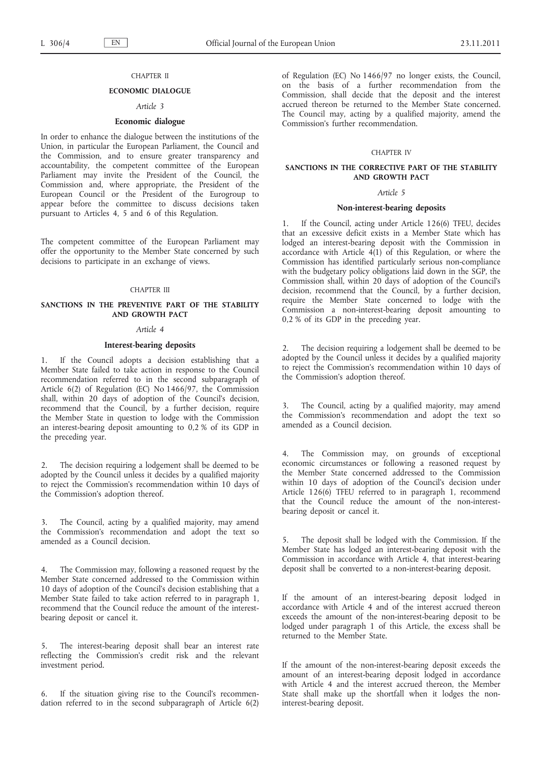CHAPTER II

## ECONOMIC DIALOGUE

*Article 3*

### Economic dialogue

In order to enhance the dialogue between the institutions of the Union, in particular the European Parliament, the Council and the Commission, and to ensure greater transparency and accountability, the competent committee of the European Parliament may invite the President of the Council, the Commission and, where appropriate, the President of the European Council or the President of the Eurogroup to appear before the committee to discuss decisions taken pursuant to Articles 4, 5 and 6 of this Regulation.

The competent committee of the European Parliament may offer the opportunity to the Member State concerned by such decisions to participate in an exchange of views.

CHAPTER III

## SANCTIONS IN THE PREVENTIVE PART OF THE STABILITY AND GROWTH PACT

*Article 4*

### Interest-bearing deposits

1. If the Council adopts a decision establishing that a Member State failed to take action in response to the Council recommendation referred to in the second subparagraph of Article 6(2) of Regulation (EC) No 1466/97, the Commission shall, within 20 days of adoption of the Council's decision, recommend that the Council, by a further decision, require the Member State in question to lodge with the Commission an interest-bearing deposit amounting to 0,2 % of its GDP in the preceding year.

2. The decision requiring a lodgement shall be deemed to be adopted by the Council unless it decides by a qualified majority to reject the Commission's recommendation within 10 days of the Commission's adoption thereof.

3. The Council, acting by a qualified majority, may amend the Commission's recommendation and adopt the text so amended as a Council decision.

4. The Commission may, following a reasoned request by the Member State concerned addressed to the Commission within 10 days of adoption of the Council's decision establishing that a Member State failed to take action referred to in paragraph 1, recommend that the Council reduce the amount of the interest-bearing deposit or cancel it.

5. The interest-bearing deposit shall bear an interest rate reflecting the Commission's credit risk and the relevant investment period.

6. If the situation giving rise to the Council's recommendation referred to in the second subparagraph of Article 6(2) of Regulation (EC) No 1466/97 no longer exists, the Council, on the basis of a further recommendation from the Commission, shall decide that the deposit and the interest accrued thereon be returned to the Member State concerned. The Council may, acting by a qualified majority, amend the Commission's further recommendation.

CHAPTER IV

## SANCTIONS IN THE CORRECTIVE PART OF THE STABILITY AND GROWTH PACT

*Article 5*

### Non-interest-bearing deposits

1. If the Council, acting under Article 126(6) TFEU, decides that an excessive deficit exists in a Member State which has lodged an interest-bearing deposit with the Commission in accordance with Article 4(1) of this Regulation, or where the Commission has identified particularly serious non-compliance with the budgetary policy obligations laid down in the SGP, the Commission shall, within 20 days of adoption of the Council's decision, recommend that the Council, by a further decision, require the Member State concerned to lodge with the Commission a non-interest-bearing deposit amounting to 0,2 % of its GDP in the preceding year.

2. The decision requiring a lodgement shall be deemed to be adopted by the Council unless it decides by a qualified majority to reject the Commission's recommendation within 10 days of the Commission's adoption thereof.

3. The Council, acting by a qualified majority, may amend the Commission's recommendation and adopt the text so amended as a Council decision.

4. The Commission may, on grounds of exceptional economic circumstances or following a reasoned request by the Member State concerned addressed to the Commission within 10 days of adoption of the Council's decision under Article 126(6) TFEU referred to in paragraph 1, recommend that the Council reduce the amount of the non-interest-bearing deposit or cancel it.

5. The deposit shall be lodged with the Commission. If the Member State has lodged an interest-bearing deposit with the Commission in accordance with Article 4, that interest-bearing deposit shall be converted to a non-interest-bearing deposit.

If the amount of an interest-bearing deposit lodged in accordance with Article 4 and of the interest accrued thereon exceeds the amount of the non-interest-bearing deposit to be lodged under paragraph 1 of this Article, the excess shall be returned to the Member State.

If the amount of the non-interest-bearing deposit exceeds the amount of an interest-bearing deposit lodged in accordance with Article 4 and the interest accrued thereon, the Member State shall make up the shortfall when it lodges the non-interest-bearing deposit.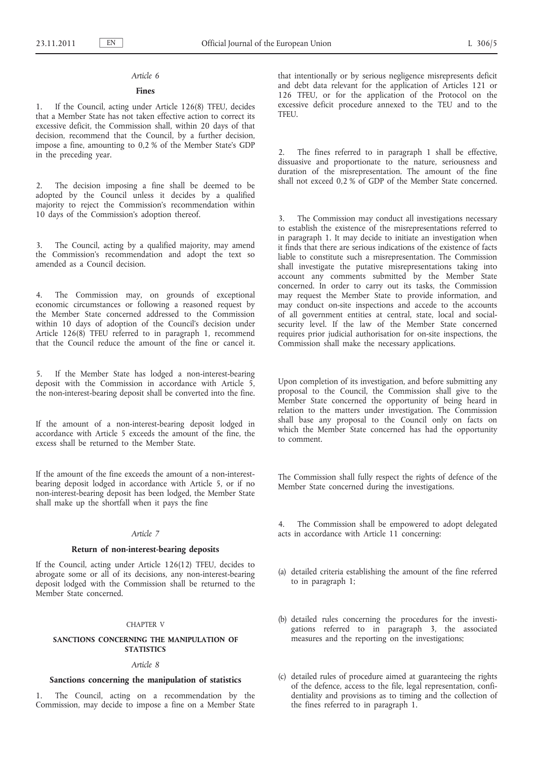### *Article 6*

#### **Fines**

1. If the Council, acting under Article 126(8) TFEU, decides that a Member State has not taken effective action to correct its excessive deficit, the Commission shall, within 20 days of that decision, recommend that the Council, by a further decision, impose a fine, amounting to 0,2 % of the Member State's GDP in the preceding year.

2. The decision imposing a fine shall be deemed to be adopted by the Council unless it decides by a qualified majority to reject the Commission's recommendation within 10 days of the Commission's adoption thereof.

3. The Council, acting by a qualified majority, may amend the Commission's recommendation and adopt the text so amended as a Council decision.

4. The Commission may, on grounds of exceptional economic circumstances or following a reasoned request by the Member State concerned addressed to the Commission within 10 days of adoption of the Council's decision under Article 126(8) TFEU referred to in paragraph 1, recommend that the Council reduce the amount of the fine or cancel it.

5. If the Member State has lodged a non-interest-bearing deposit with the Commission in accordance with Article 5, the non-interest-bearing deposit shall be converted into the fine.

If the amount of a non-interest-bearing deposit lodged in accordance with Article 5 exceeds the amount of the fine, the excess shall be returned to the Member State.

If the amount of the fine exceeds the amount of a non-interest-bearing deposit lodged in accordance with Article 5, or if no non-interest-bearing deposit has been lodged, the Member State shall make up the shortfall when it pays the fine

### *Article 7*

#### **Return of non-interest-bearing deposits**

If the Council, acting under Article 126(12) TFEU, decides to abrogate some or all of its decisions, any non-interest-bearing deposit lodged with the Commission shall be returned to the Member State concerned.

## CHAPTER V

## **SANCTIONS CONCERNING THE MANIPULATION OF STATISTICS**

### *Article 8*

#### **Sanctions concerning the manipulation of statistics**

1. The Council, acting on a recommendation by the Commission, may decide to impose a fine on a Member State that intentionally or by serious negligence misrepresents deficit and debt data relevant for the application of Articles 121 or 126 TFEU, or for the application of the Protocol on the excessive deficit procedure annexed to the TEU and to the TFEU.

2. The fines referred to in paragraph 1 shall be effective, dissuasive and proportionate to the nature, seriousness and duration of the misrepresentation. The amount of the fine shall not exceed 0,2 % of GDP of the Member State concerned.

3. The Commission may conduct all investigations necessary to establish the existence of the misrepresentations referred to in paragraph 1. It may decide to initiate an investigation when it finds that there are serious indications of the existence of facts liable to constitute such a misrepresentation. The Commission shall investigate the putative misrepresentations taking into account any comments submitted by the Member State concerned. In order to carry out its tasks, the Commission may request the Member State to provide information, and may conduct on-site inspections and accede to the accounts of all government entities at central, state, local and social-security level. If the law of the Member State concerned requires prior judicial authorisation for on-site inspections, the Commission shall make the necessary applications.

Upon completion of its investigation, and before submitting any proposal to the Council, the Commission shall give to the Member State concerned the opportunity of being heard in relation to the matters under investigation. The Commission shall base any proposal to the Council only on facts on which the Member State concerned has had the opportunity to comment.

The Commission shall fully respect the rights of defence of the Member State concerned during the investigations.

4. The Commission shall be empowered to adopt delegated acts in accordance with Article 11 concerning:

(a) detailed criteria establishing the amount of the fine referred to in paragraph 1;

(b) detailed rules concerning the procedures for the investigations referred to in paragraph 3, the associated measures and the reporting on the investigations;

(c) detailed rules of procedure aimed at guaranteeing the rights of the defence, access to the file, legal representation, confidentiality and provisions as to timing and the collection of the fines referred to in paragraph 1.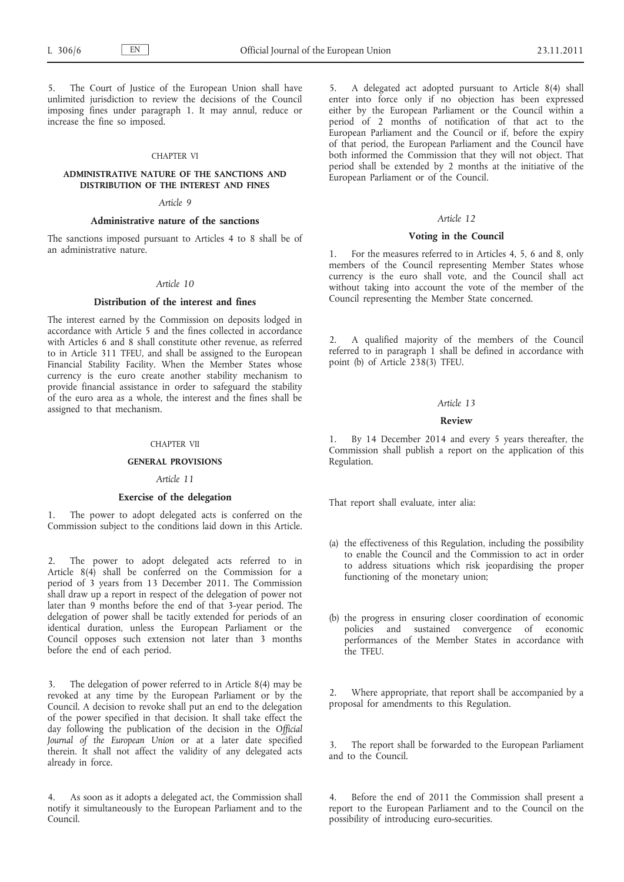5. The Court of Justice of the European Union shall have unlimited jurisdiction to review the decisions of the Council imposing fines under paragraph 1. It may annul, reduce or increase the fine so imposed.

## CHAPTER VI

## ADMINISTRATIVE NATURE OF THE SANCTIONS AND DISTRIBUTION OF THE INTEREST AND FINES

### *Article 9*

### Administrative nature of the sanctions

The sanctions imposed pursuant to Articles 4 to 8 shall be of an administrative nature.

### *Article 10*

### Distribution of the interest and fines

The interest earned by the Commission on deposits lodged in accordance with Article 5 and the fines collected in accordance with Articles 6 and 8 shall constitute other revenue, as referred to in Article 311 TFEU, and shall be assigned to the European Financial Stability Facility. When the Member States whose currency is the euro create another stability mechanism to provide financial assistance in order to safeguard the stability of the euro area as a whole, the interest and the fines shall be assigned to that mechanism.

## CHAPTER VII

## GENERAL PROVISIONS

### *Article 11*

### Exercise of the delegation

1. The power to adopt delegated acts is conferred on the Commission subject to the conditions laid down in this Article.

2. The power to adopt delegated acts referred to in Article 8(4) shall be conferred on the Commission for a period of 3 years from 13 December 2011. The Commission shall draw up a report in respect of the delegation of power not later than 9 months before the end of that 3-year period. The delegation of power shall be tacitly extended for periods of an identical duration, unless the European Parliament or the Council opposes such extension not later than 3 months before the end of each period.

3. The delegation of power referred to in Article 8(4) may be revoked at any time by the European Parliament or by the Council. A decision to revoke shall put an end to the delegation of the power specified in that decision. It shall take effect the day following the publication of the decision in the *Official Journal of the European Union* or at a later date specified therein. It shall not affect the validity of any delegated acts already in force.

4. As soon as it adopts a delegated act, the Commission shall notify it simultaneously to the European Parliament and to the Council.

5. A delegated act adopted pursuant to Article 8(4) shall enter into force only if no objection has been expressed either by the European Parliament or the Council within a period of 2 months of notification of that act to the European Parliament and the Council or if, before the expiry of that period, the European Parliament and the Council have both informed the Commission that they will not object. That period shall be extended by 2 months at the initiative of the European Parliament or of the Council.

### *Article 12*

### Voting in the Council

1. For the measures referred to in Articles 4, 5, 6 and 8, only members of the Council representing Member States whose currency is the euro shall vote, and the Council shall act without taking into account the vote of the member of the Council representing the Member State concerned.

2. A qualified majority of the members of the Council referred to in paragraph 1 shall be defined in accordance with point (b) of Article 238(3) TFEU.

### *Article 13*

### Review

1. By 14 December 2014 and every 5 years thereafter, the Commission shall publish a report on the application of this Regulation.

That report shall evaluate, inter alia:

(a) the effectiveness of this Regulation, including the possibility to enable the Council and the Commission to act in order to address situations which risk jeopardising the proper functioning of the monetary union;

(b) the progress in ensuring closer coordination of economic policies and sustained convergence of economic performances of the Member States in accordance with the TFEU.

2. Where appropriate, that report shall be accompanied by a proposal for amendments to this Regulation.

3. The report shall be forwarded to the European Parliament and to the Council.

4. Before the end of 2011 the Commission shall present a report to the European Parliament and to the Council on the possibility of introducing euro-securities.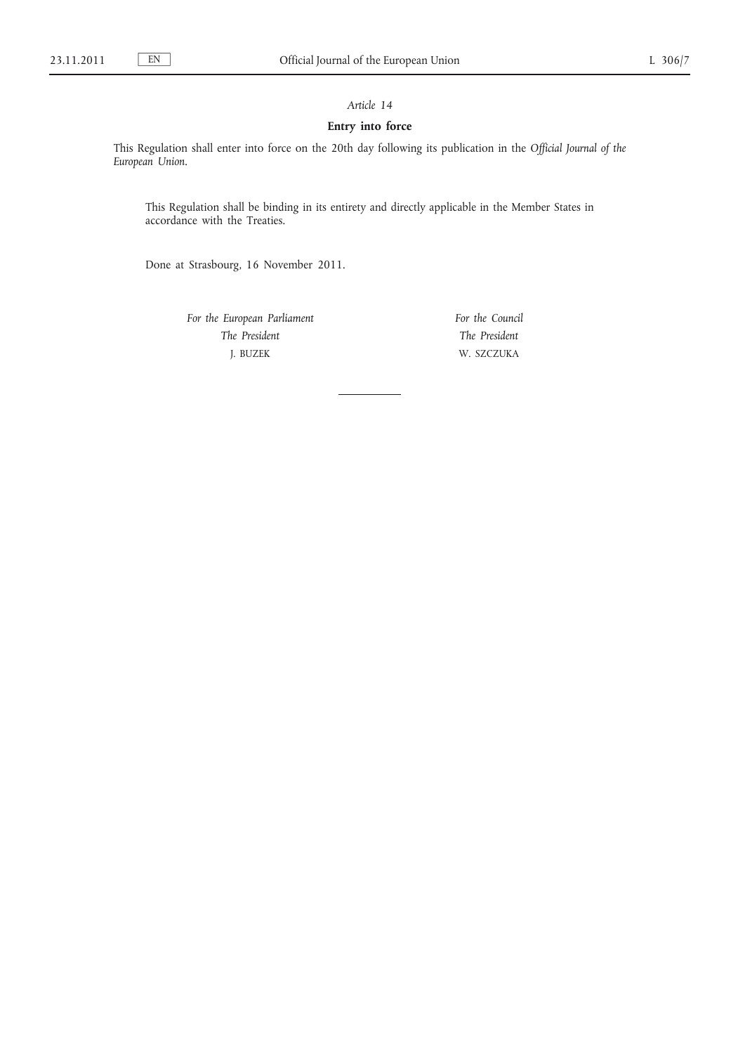*Article 14*

**Entry into force**

This Regulation shall enter into force on the 20th day following its publication in the *Official Journal of the European Union*.

This Regulation shall be binding in its entirety and directly applicable in the Member States in accordance with the Treaties.

Done at Strasbourg, 16 November 2011.

*For the European Parliament*
*The President*
J. BUZEK

*For the Council*
*The President*
W. SZCZUKA